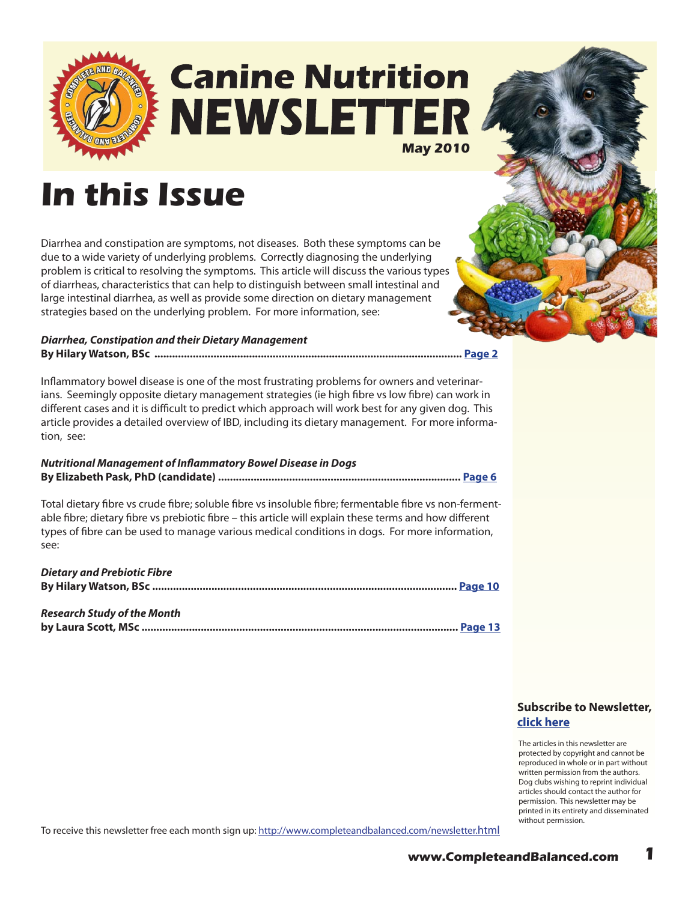# Canine Nutrition NEWSLETTER

**May 2010**

# In this Issue

Diarrhea and constipation are symptoms, not diseases. Both these symptoms can be due to a wide variety of underlying problems. Correctly diagnosing the underlying problem is critical to resolving the symptoms. This article will discuss the various types of diarrheas, characteristics that can help to distinguish between small intestinal and large intestinal diarrhea, as well as provide some direction on dietary management strategies based on the underlying problem. For more information, see:

***Diarrhea, Constipation and their Dietary Management***
**By Hilary Watson, BSc ........................................................................................................ Page 2**

Inflammatory bowel disease is one of the most frustrating problems for owners and veterinarians. Seemingly opposite dietary management strategies (ie high fibre vs low fibre) can work in different cases and it is difficult to predict which approach will work best for any given dog. This article provides a detailed overview of IBD, including its dietary management. For more information, see:

***Nutritional Management of Inflammatory Bowel Disease in Dogs***
**By Elizabeth Pask, PhD (candidate) ................................................................................. Page 6**

Total dietary fibre vs crude fibre; soluble fibre vs insoluble fibre; fermentable fibre vs non-fermentable fibre; dietary fibre vs prebiotic fibre – this article will explain these terms and how different types of fibre can be used to manage various medical conditions in dogs. For more information, see:

***Dietary and Prebiotic Fibre***
**By Hilary Watson, BSc ....................................................................................................... Page 10**

***Research Study of the Month***
**by Laura Scott, MSc .......................................................................................................... Page 13**

**Subscribe to Newsletter, click here**

The articles in this newsletter are protected by copyright and cannot be reproduced in whole or in part without written permission from the authors. Dog clubs wishing to reprint individual articles should contact the author for permission. This newsletter may be printed in its entirety and disseminated without permission.

To receive this newsletter free each month sign up: http://www.completeandbalanced.com/newsletter.html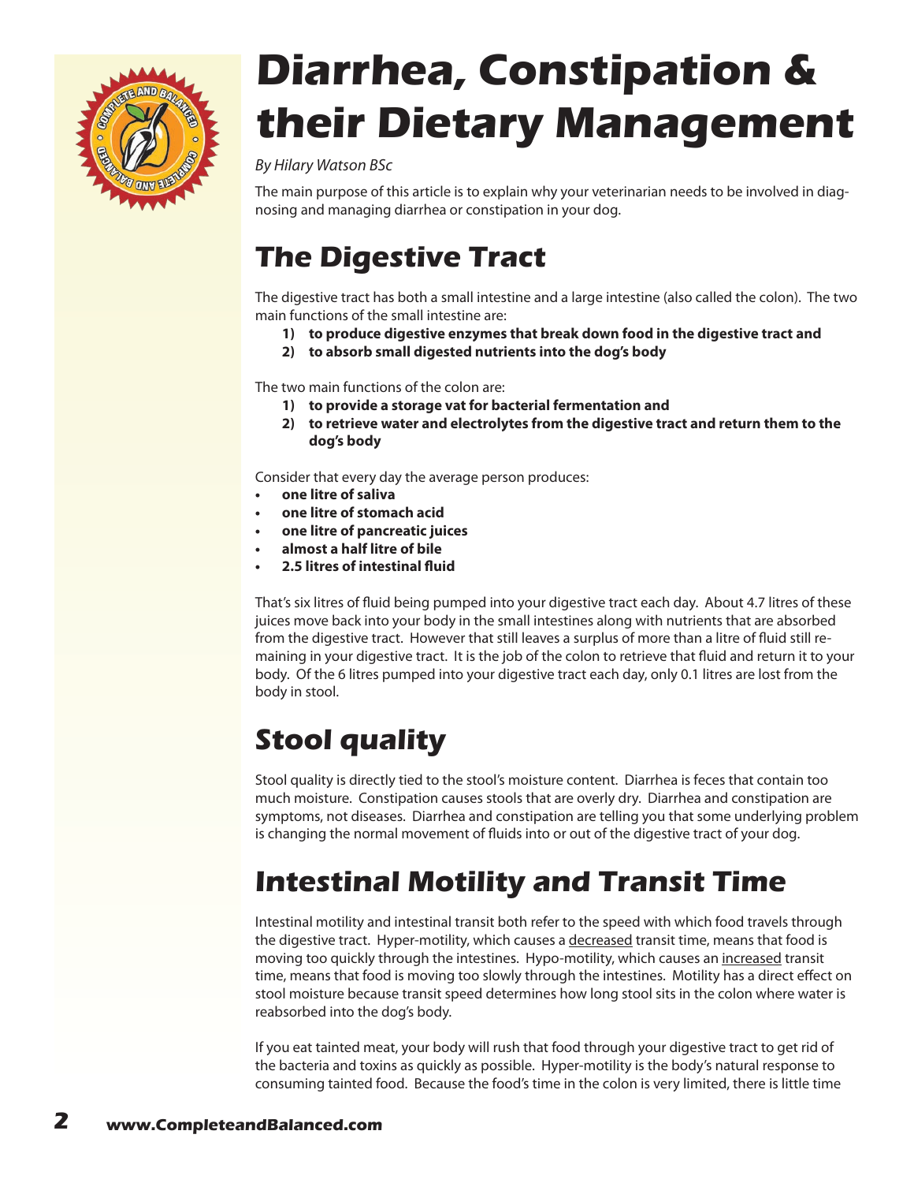# Diarrhea, Constipation & their Dietary Management

*By Hilary Watson BSc*

The main purpose of this article is to explain why your veterinarian needs to be involved in diagnosing and managing diarrhea or constipation in your dog.

## The Digestive Tract

The digestive tract has both a small intestine and a large intestine (also called the colon). The two main functions of the small intestine are:

1) **to produce digestive enzymes that break down food in the digestive tract and**
2) **to absorb small digested nutrients into the dog's body**

The two main functions of the colon are:

1) **to provide a storage vat for bacterial fermentation and**
2) **to retrieve water and electrolytes from the digestive tract and return them to the dog's body**

Consider that every day the average person produces:

- **one litre of saliva**
- **one litre of stomach acid**
- **one litre of pancreatic juices**
- **almost a half litre of bile**
- **2.5 litres of intestinal fluid**

That's six litres of fluid being pumped into your digestive tract each day. About 4.7 litres of these juices move back into your body in the small intestines along with nutrients that are absorbed from the digestive tract. However that still leaves a surplus of more than a litre of fluid still remaining in your digestive tract. It is the job of the colon to retrieve that fluid and return it to your body. Of the 6 litres pumped into your digestive tract each day, only 0.1 litres are lost from the body in stool.

## Stool quality

Stool quality is directly tied to the stool's moisture content. Diarrhea is feces that contain too much moisture. Constipation causes stools that are overly dry. Diarrhea and constipation are symptoms, not diseases. Diarrhea and constipation are telling you that some underlying problem is changing the normal movement of fluids into or out of the digestive tract of your dog.

## Intestinal Motility and Transit Time

Intestinal motility and intestinal transit both refer to the speed with which food travels through the digestive tract. Hyper-motility, which causes a decreased transit time, means that food is moving too quickly through the intestines. Hypo-motility, which causes an increased transit time, means that food is moving too slowly through the intestines. Motility has a direct effect on stool moisture because transit speed determines how long stool sits in the colon where water is reabsorbed into the dog's body.

If you eat tainted meat, your body will rush that food through your digestive tract to get rid of the bacteria and toxins as quickly as possible. Hyper-motility is the body's natural response to consuming tainted food. Because the food's time in the colon is very limited, there is little time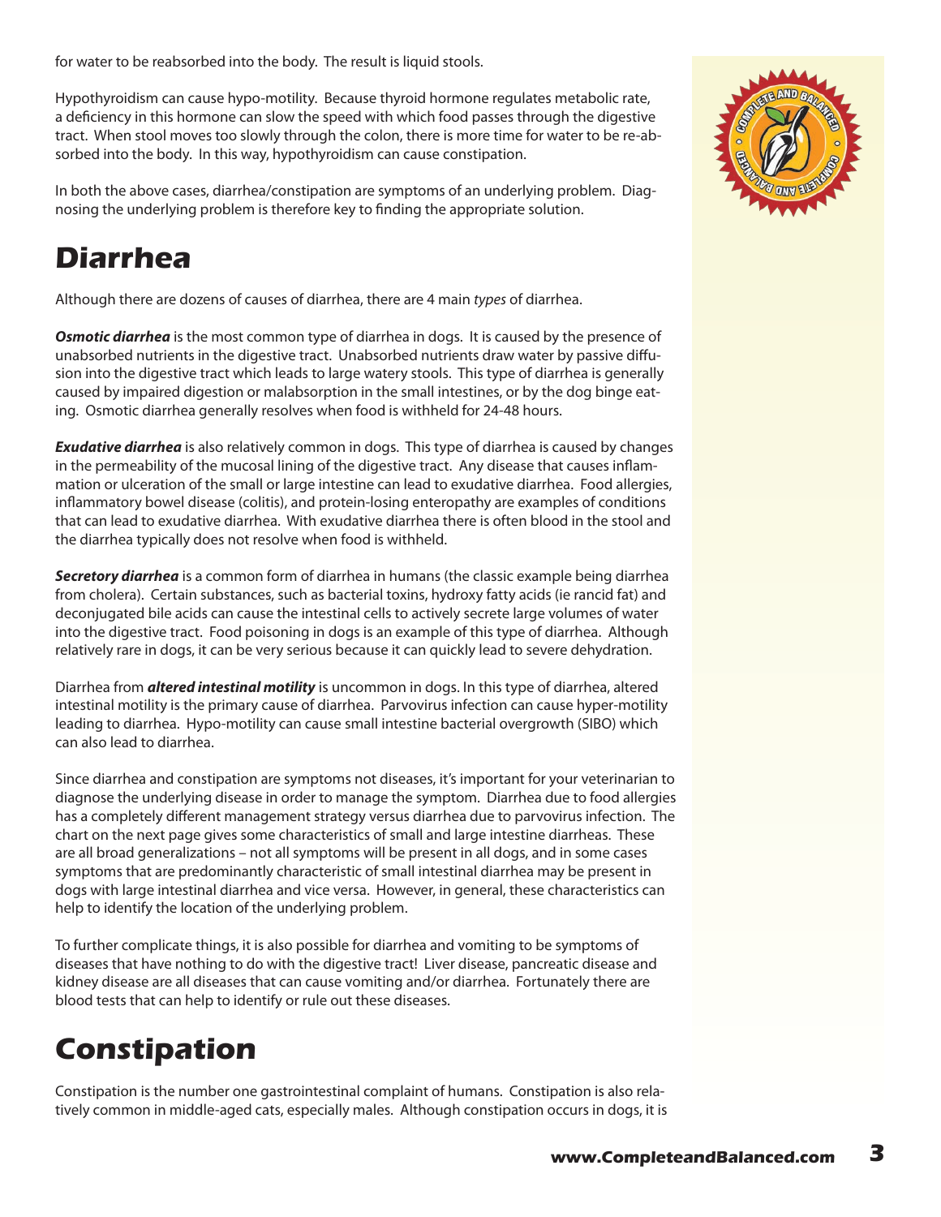for water to be reabsorbed into the body. The result is liquid stools.

Hypothyroidism can cause hypo-motility. Because thyroid hormone regulates metabolic rate, a deficiency in this hormone can slow the speed with which food passes through the digestive tract. When stool moves too slowly through the colon, there is more time for water to be re-absorbed into the body. In this way, hypothyroidism can cause constipation.

In both the above cases, diarrhea/constipation are symptoms of an underlying problem. Diagnosing the underlying problem is therefore key to finding the appropriate solution.

# Diarrhea

Although there are dozens of causes of diarrhea, there are 4 main *types* of diarrhea.

***Osmotic diarrhea*** is the most common type of diarrhea in dogs. It is caused by the presence of unabsorbed nutrients in the digestive tract. Unabsorbed nutrients draw water by passive diffusion into the digestive tract which leads to large watery stools. This type of diarrhea is generally caused by impaired digestion or malabsorption in the small intestines, or by the dog binge eating. Osmotic diarrhea generally resolves when food is withheld for 24-48 hours.

***Exudative diarrhea*** is also relatively common in dogs. This type of diarrhea is caused by changes in the permeability of the mucosal lining of the digestive tract. Any disease that causes inflammation or ulceration of the small or large intestine can lead to exudative diarrhea. Food allergies, inflammatory bowel disease (colitis), and protein-losing enteropathy are examples of conditions that can lead to exudative diarrhea. With exudative diarrhea there is often blood in the stool and the diarrhea typically does not resolve when food is withheld.

***Secretory diarrhea*** is a common form of diarrhea in humans (the classic example being diarrhea from cholera). Certain substances, such as bacterial toxins, hydroxy fatty acids (ie rancid fat) and deconjugated bile acids can cause the intestinal cells to actively secrete large volumes of water into the digestive tract. Food poisoning in dogs is an example of this type of diarrhea. Although relatively rare in dogs, it can be very serious because it can quickly lead to severe dehydration.

Diarrhea from ***altered intestinal motility*** is uncommon in dogs. In this type of diarrhea, altered intestinal motility is the primary cause of diarrhea. Parvovirus infection can cause hyper-motility leading to diarrhea. Hypo-motility can cause small intestine bacterial overgrowth (SIBO) which can also lead to diarrhea.

Since diarrhea and constipation are symptoms not diseases, it's important for your veterinarian to diagnose the underlying disease in order to manage the symptom. Diarrhea due to food allergies has a completely different management strategy versus diarrhea due to parvovirus infection. The chart on the next page gives some characteristics of small and large intestine diarrheas. These are all broad generalizations – not all symptoms will be present in all dogs, and in some cases symptoms that are predominantly characteristic of small intestinal diarrhea may be present in dogs with large intestinal diarrhea and vice versa. However, in general, these characteristics can help to identify the location of the underlying problem.

To further complicate things, it is also possible for diarrhea and vomiting to be symptoms of diseases that have nothing to do with the digestive tract! Liver disease, pancreatic disease and kidney disease are all diseases that can cause vomiting and/or diarrhea. Fortunately there are blood tests that can help to identify or rule out these diseases.

# Constipation

Constipation is the number one gastrointestinal complaint of humans. Constipation is also relatively common in middle-aged cats, especially males. Although constipation occurs in dogs, it is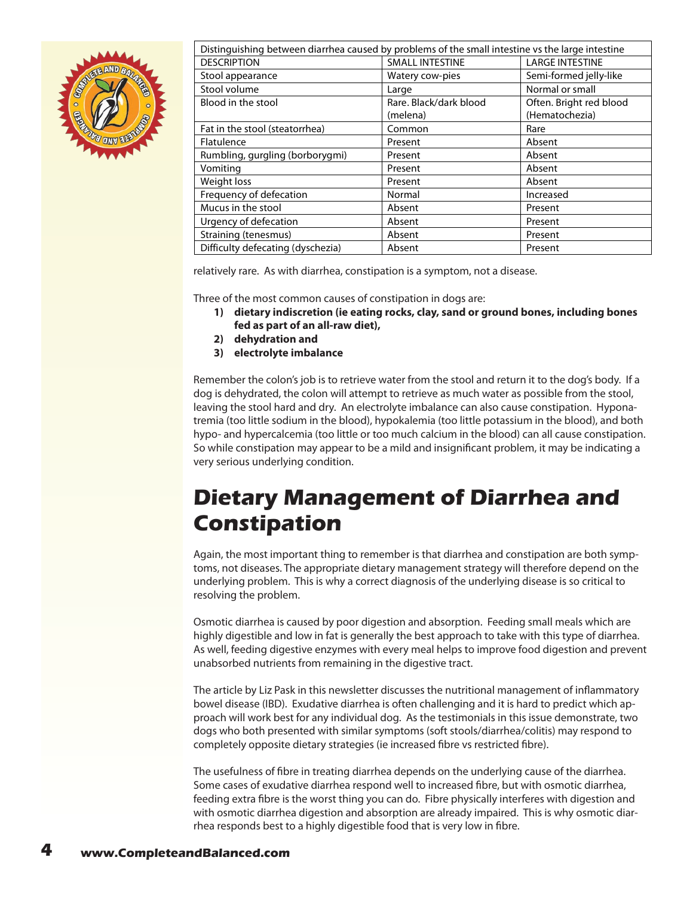| Distinguishing between diarrhea caused by problems of the small intestine vs the large intestine | | |
|---|---|---|
| DESCRIPTION | SMALL INTESTINE | LARGE INTESTINE |
| Stool appearance | Watery cow-pies | Semi-formed jelly-like |
| Stool volume | Large | Normal or small |
| Blood in the stool | Rare. Black/dark blood (melena) | Often. Bright red blood (Hematochezia) |
| Fat in the stool (steatorrhea) | Common | Rare |
| Flatulence | Present | Absent |
| Rumbling, gurgling (borborygmi) | Present | Absent |
| Vomiting | Present | Absent |
| Weight loss | Present | Absent |
| Frequency of defecation | Normal | Increased |
| Mucus in the stool | Absent | Present |
| Urgency of defecation | Absent | Present |
| Straining (tenesmus) | Absent | Present |
| Difficulty defecating (dyschezia) | Absent | Present |

relatively rare. As with diarrhea, constipation is a symptom, not a disease.

Three of the most common causes of constipation in dogs are:

1) **dietary indiscretion (ie eating rocks, clay, sand or ground bones, including bones fed as part of an all-raw diet),**
2) **dehydration and**
3) **electrolyte imbalance**

Remember the colon's job is to retrieve water from the stool and return it to the dog's body. If a dog is dehydrated, the colon will attempt to retrieve as much water as possible from the stool, leaving the stool hard and dry. An electrolyte imbalance can also cause constipation. Hyponatremia (too little sodium in the blood), hypokalemia (too little potassium in the blood), and both hypo- and hypercalcemia (too little or too much calcium in the blood) can all cause constipation. So while constipation may appear to be a mild and insignificant problem, it may be indicating a very serious underlying condition.

# Dietary Management of Diarrhea and Constipation

Again, the most important thing to remember is that diarrhea and constipation are both symptoms, not diseases. The appropriate dietary management strategy will therefore depend on the underlying problem. This is why a correct diagnosis of the underlying disease is so critical to resolving the problem.

Osmotic diarrhea is caused by poor digestion and absorption. Feeding small meals which are highly digestible and low in fat is generally the best approach to take with this type of diarrhea. As well, feeding digestive enzymes with every meal helps to improve food digestion and prevent unabsorbed nutrients from remaining in the digestive tract.

The article by Liz Pask in this newsletter discusses the nutritional management of inflammatory bowel disease (IBD). Exudative diarrhea is often challenging and it is hard to predict which approach will work best for any individual dog. As the testimonials in this issue demonstrate, two dogs who both presented with similar symptoms (soft stools/diarrhea/colitis) may respond to completely opposite dietary strategies (ie increased fibre vs restricted fibre).

The usefulness of fibre in treating diarrhea depends on the underlying cause of the diarrhea. Some cases of exudative diarrhea respond well to increased fibre, but with osmotic diarrhea, feeding extra fibre is the worst thing you can do. Fibre physically interferes with digestion and with osmotic diarrhea digestion and absorption are already impaired. This is why osmotic diarrhea responds best to a highly digestible food that is very low in fibre.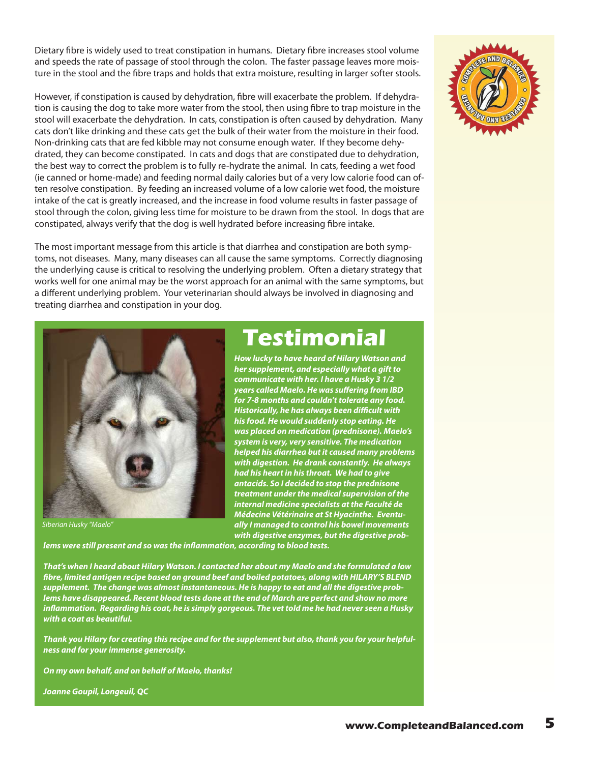Dietary fibre is widely used to treat constipation in humans. Dietary fibre increases stool volume and speeds the rate of passage of stool through the colon. The faster passage leaves more moisture in the stool and the fibre traps and holds that extra moisture, resulting in larger softer stools.

However, if constipation is caused by dehydration, fibre will exacerbate the problem. If dehydration is causing the dog to take more water from the stool, then using fibre to trap moisture in the stool will exacerbate the dehydration. In cats, constipation is often caused by dehydration. Many cats don't like drinking and these cats get the bulk of their water from the moisture in their food. Non-drinking cats that are fed kibble may not consume enough water. If they become dehydrated, they can become constipated. In cats and dogs that are constipated due to dehydration, the best way to correct the problem is to fully re-hydrate the animal. In cats, feeding a wet food (ie canned or home-made) and feeding normal daily calories but of a very low calorie food can often resolve constipation. By feeding an increased volume of a low calorie wet food, the moisture intake of the cat is greatly increased, and the increase in food volume results in faster passage of stool through the colon, giving less time for moisture to be drawn from the stool. In dogs that are constipated, always verify that the dog is well hydrated before increasing fibre intake.

The most important message from this article is that diarrhea and constipation are both symptoms, not diseases. Many, many diseases can all cause the same symptoms. Correctly diagnosing the underlying cause is critical to resolving the underlying problem. Often a dietary strategy that works well for one animal may be the worst approach for an animal with the same symptoms, but a different underlying problem. Your veterinarian should always be involved in diagnosing and treating diarrhea and constipation in your dog.

*Siberian Husky "Maelo"*

# Testimonial

***How lucky to have heard of Hilary Watson and her supplement, and especially what a gift to communicate with her. I have a Husky 3 1/2 years called Maelo. He was suffering from IBD for 7-8 months and couldn't tolerate any food. Historically, he has always been difficult with his food. He would suddenly stop eating. He was placed on medication (prednisone). Maelo's system is very, very sensitive. The medication helped his diarrhea but it caused many problems with digestion. He drank constantly. He always had his heart in his throat. We had to give antacids. So I decided to stop the prednisone treatment under the medical supervision of the internal medicine specialists at the Faculté de Médecine Vétérinaire at St Hyacinthe. Eventually I managed to control his bowel movements with digestive enzymes, but the digestive problems were still present and so was the inflammation, according to blood tests.***

***That's when I heard about Hilary Watson. I contacted her about my Maelo and she formulated a low fibre, limited antigen recipe based on ground beef and boiled potatoes, along with HILARY'S BLEND supplement. The change was almost instantaneous. He is happy to eat and all the digestive problems have disappeared. Recent blood tests done at the end of March are perfect and show no more inflammation. Regarding his coat, he is simply gorgeous. The vet told me he had never seen a Husky with a coat as beautiful.***

***Thank you Hilary for creating this recipe and for the supplement but also, thank you for your helpfulness and for your immense generosity.***

***On my own behalf, and on behalf of Maelo, thanks!***

***Joanne Goupil, Longeuil, QC***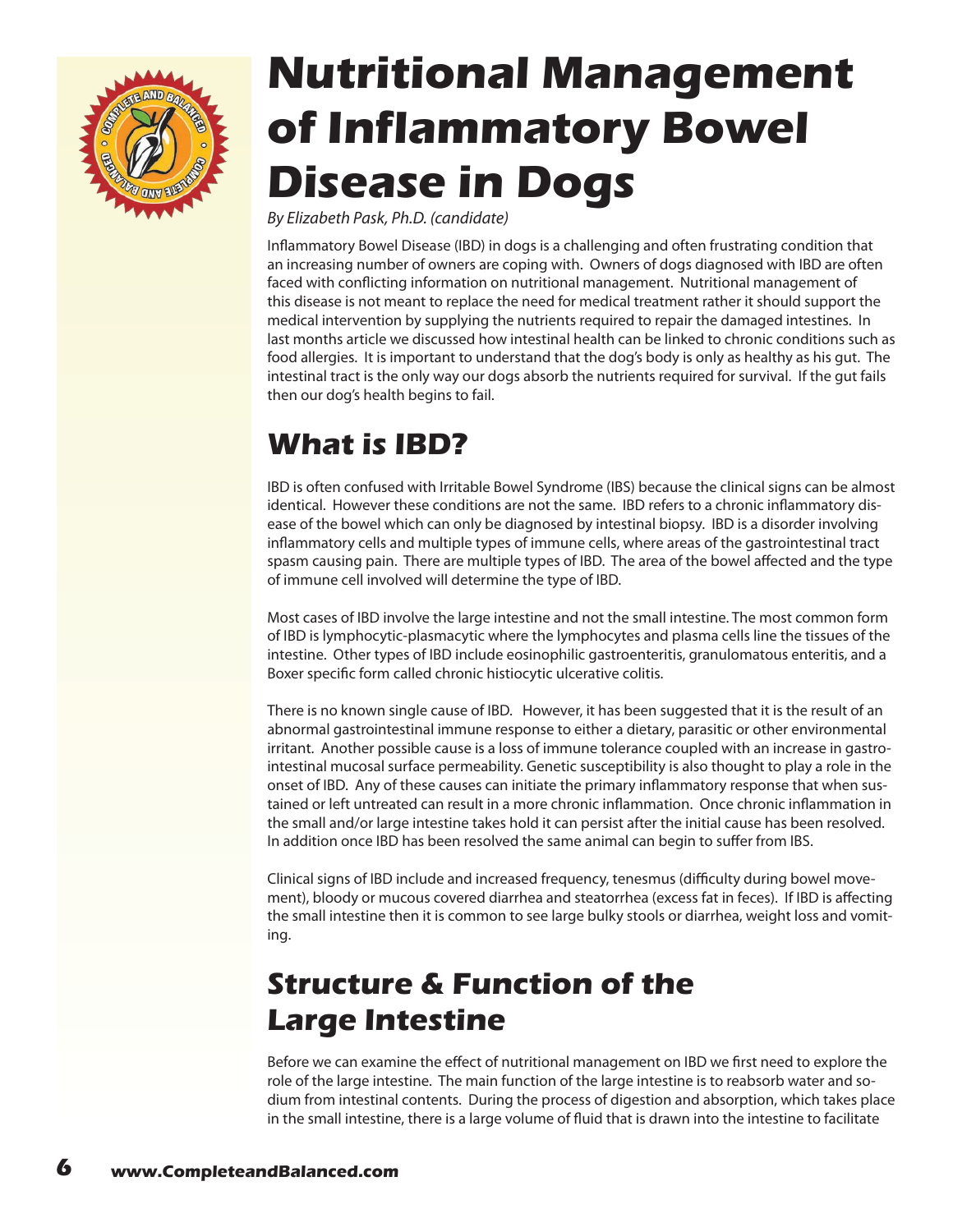# Nutritional Management of Inflammatory Bowel Disease in Dogs

*By Elizabeth Pask, Ph.D. (candidate)*

Inflammatory Bowel Disease (IBD) in dogs is a challenging and often frustrating condition that an increasing number of owners are coping with. Owners of dogs diagnosed with IBD are often faced with conflicting information on nutritional management. Nutritional management of this disease is not meant to replace the need for medical treatment rather it should support the medical intervention by supplying the nutrients required to repair the damaged intestines. In last months article we discussed how intestinal health can be linked to chronic conditions such as food allergies. It is important to understand that the dog's body is only as healthy as his gut. The intestinal tract is the only way our dogs absorb the nutrients required for survival. If the gut fails then our dog's health begins to fail.

## What is IBD?

IBD is often confused with Irritable Bowel Syndrome (IBS) because the clinical signs can be almost identical. However these conditions are not the same. IBD refers to a chronic inflammatory disease of the bowel which can only be diagnosed by intestinal biopsy. IBD is a disorder involving inflammatory cells and multiple types of immune cells, where areas of the gastrointestinal tract spasm causing pain. There are multiple types of IBD. The area of the bowel affected and the type of immune cell involved will determine the type of IBD.

Most cases of IBD involve the large intestine and not the small intestine. The most common form of IBD is lymphocytic-plasmacytic where the lymphocytes and plasma cells line the tissues of the intestine. Other types of IBD include eosinophilic gastroenteritis, granulomatous enteritis, and a Boxer specific form called chronic histiocytic ulcerative colitis.

There is no known single cause of IBD. However, it has been suggested that it is the result of an abnormal gastrointestinal immune response to either a dietary, parasitic or other environmental irritant. Another possible cause is a loss of immune tolerance coupled with an increase in gastrointestinal mucosal surface permeability. Genetic susceptibility is also thought to play a role in the onset of IBD. Any of these causes can initiate the primary inflammatory response that when sustained or left untreated can result in a more chronic inflammation. Once chronic inflammation in the small and/or large intestine takes hold it can persist after the initial cause has been resolved. In addition once IBD has been resolved the same animal can begin to suffer from IBS.

Clinical signs of IBD include and increased frequency, tenesmus (difficulty during bowel movement), bloody or mucous covered diarrhea and steatorrhea (excess fat in feces). If IBD is affecting the small intestine then it is common to see large bulky stools or diarrhea, weight loss and vomiting.

## Structure & Function of the Large Intestine

Before we can examine the effect of nutritional management on IBD we first need to explore the role of the large intestine. The main function of the large intestine is to reabsorb water and sodium from intestinal contents. During the process of digestion and absorption, which takes place in the small intestine, there is a large volume of fluid that is drawn into the intestine to facilitate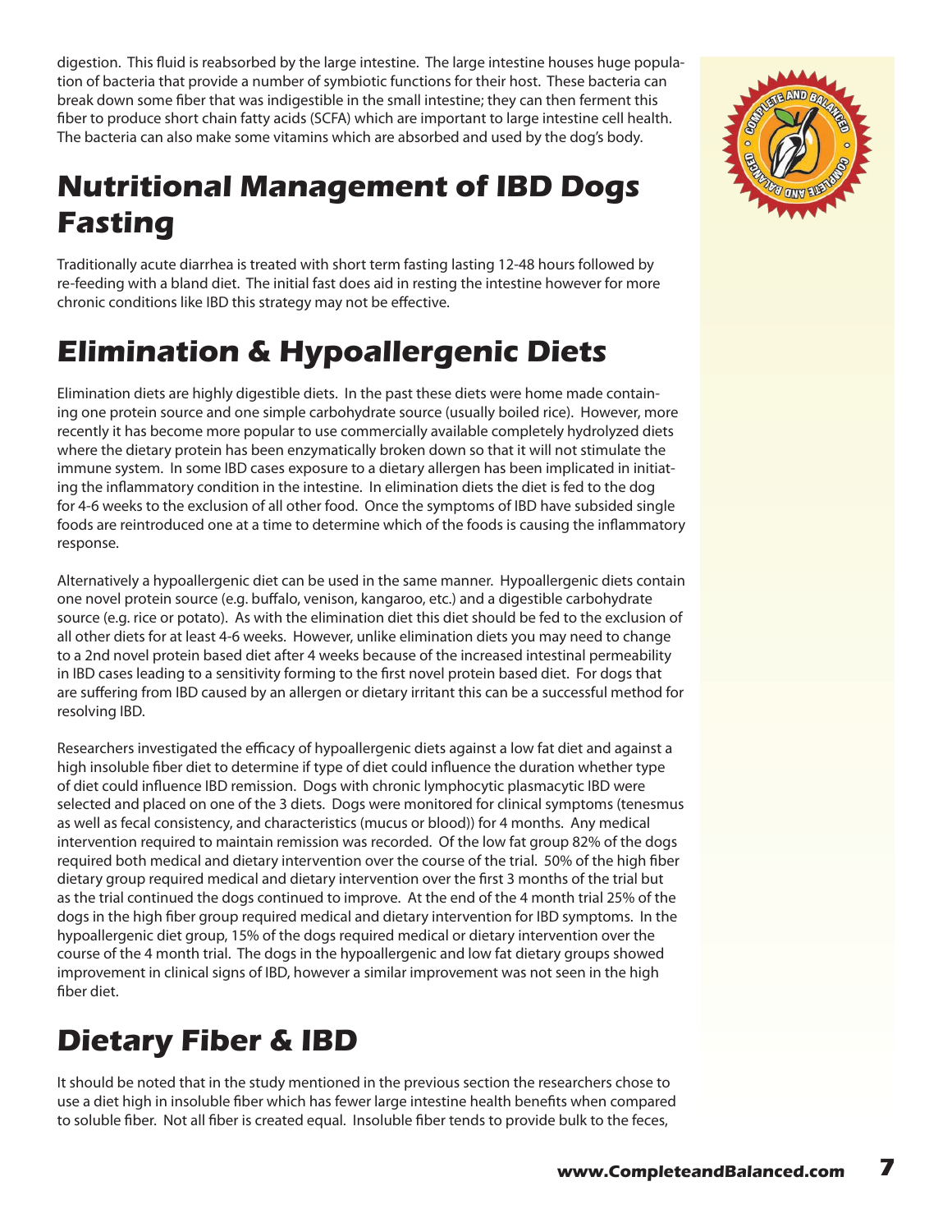digestion. This fluid is reabsorbed by the large intestine. The large intestine houses huge population of bacteria that provide a number of symbiotic functions for their host. These bacteria can break down some fiber that was indigestible in the small intestine; they can then ferment this fiber to produce short chain fatty acids (SCFA) which are important to large intestine cell health. The bacteria can also make some vitamins which are absorbed and used by the dog's body.

# Nutritional Management of IBD Dogs Fasting

Traditionally acute diarrhea is treated with short term fasting lasting 12-48 hours followed by re-feeding with a bland diet. The initial fast does aid in resting the intestine however for more chronic conditions like IBD this strategy may not be effective.

# Elimination & Hypoallergenic Diets

Elimination diets are highly digestible diets. In the past these diets were home made containing one protein source and one simple carbohydrate source (usually boiled rice). However, more recently it has become more popular to use commercially available completely hydrolyzed diets where the dietary protein has been enzymatically broken down so that it will not stimulate the immune system. In some IBD cases exposure to a dietary allergen has been implicated in initiating the inflammatory condition in the intestine. In elimination diets the diet is fed to the dog for 4-6 weeks to the exclusion of all other food. Once the symptoms of IBD have subsided single foods are reintroduced one at a time to determine which of the foods is causing the inflammatory response.

Alternatively a hypoallergenic diet can be used in the same manner. Hypoallergenic diets contain one novel protein source (e.g. buffalo, venison, kangaroo, etc.) and a digestible carbohydrate source (e.g. rice or potato). As with the elimination diet this diet should be fed to the exclusion of all other diets for at least 4-6 weeks. However, unlike elimination diets you may need to change to a 2nd novel protein based diet after 4 weeks because of the increased intestinal permeability in IBD cases leading to a sensitivity forming to the first novel protein based diet. For dogs that are suffering from IBD caused by an allergen or dietary irritant this can be a successful method for resolving IBD.

Researchers investigated the efficacy of hypoallergenic diets against a low fat diet and against a high insoluble fiber diet to determine if type of diet could influence the duration whether type of diet could influence IBD remission. Dogs with chronic lymphocytic plasmacytic IBD were selected and placed on one of the 3 diets. Dogs were monitored for clinical symptoms (tenesmus as well as fecal consistency, and characteristics (mucus or blood)) for 4 months. Any medical intervention required to maintain remission was recorded. Of the low fat group 82% of the dogs required both medical and dietary intervention over the course of the trial. 50% of the high fiber dietary group required medical and dietary intervention over the first 3 months of the trial but as the trial continued the dogs continued to improve. At the end of the 4 month trial 25% of the dogs in the high fiber group required medical and dietary intervention for IBD symptoms. In the hypoallergenic diet group, 15% of the dogs required medical or dietary intervention over the course of the 4 month trial. The dogs in the hypoallergenic and low fat dietary groups showed improvement in clinical signs of IBD, however a similar improvement was not seen in the high fiber diet.

# Dietary Fiber & IBD

It should be noted that in the study mentioned in the previous section the researchers chose to use a diet high in insoluble fiber which has fewer large intestine health benefits when compared to soluble fiber. Not all fiber is created equal. Insoluble fiber tends to provide bulk to the feces,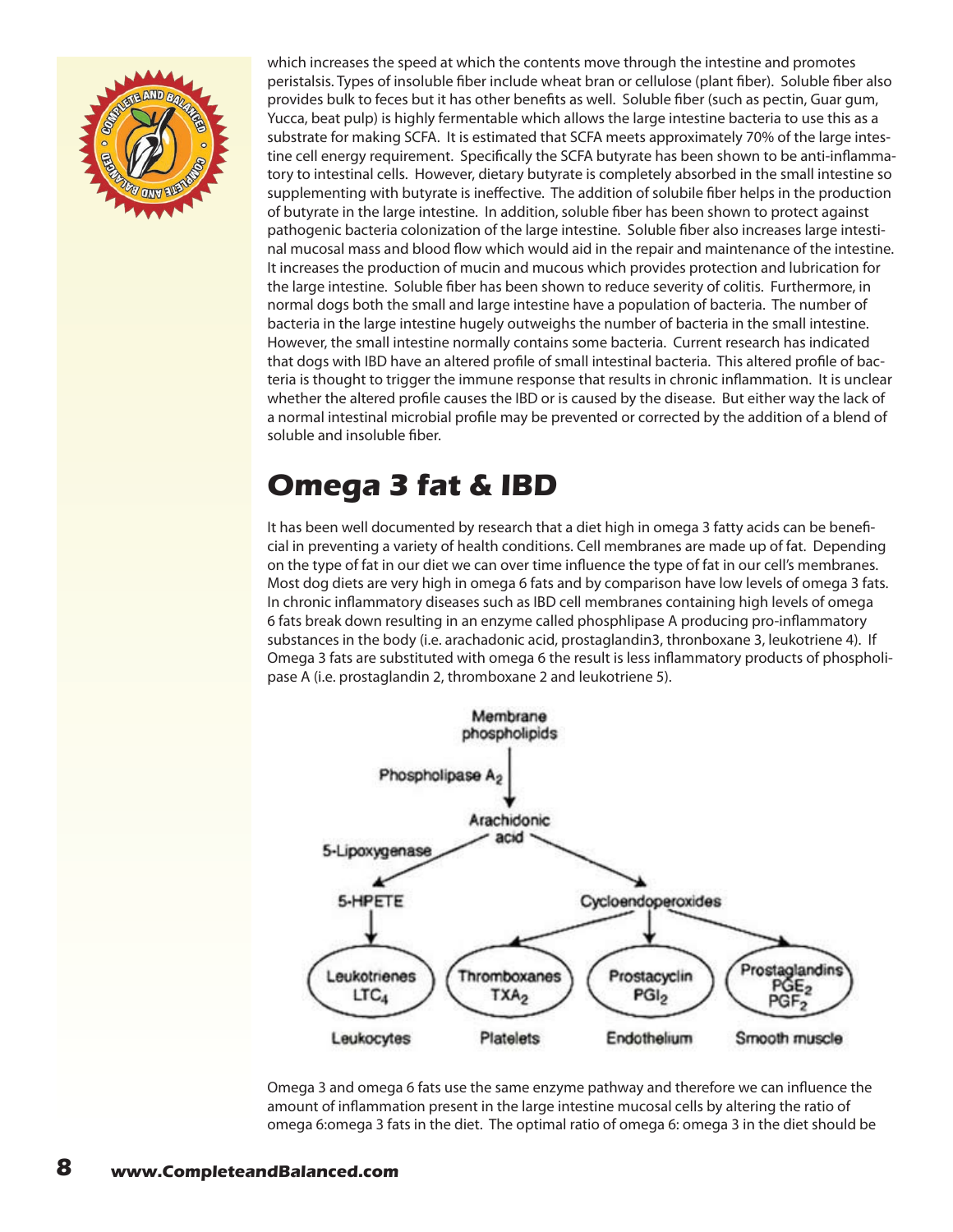which increases the speed at which the contents move through the intestine and promotes peristalsis. Types of insoluble fiber include wheat bran or cellulose (plant fiber). Soluble fiber also provides bulk to feces but it has other benefits as well. Soluble fiber (such as pectin, Guar gum, Yucca, beat pulp) is highly fermentable which allows the large intestine bacteria to use this as a substrate for making SCFA. It is estimated that SCFA meets approximately 70% of the large intestine cell energy requirement. Specifically the SCFA butyrate has been shown to be anti-inflammatory to intestinal cells. However, dietary butyrate is completely absorbed in the small intestine so supplementing with butyrate is ineffective. The addition of solubile fiber helps in the production of butyrate in the large intestine. In addition, soluble fiber has been shown to protect against pathogenic bacteria colonization of the large intestine. Soluble fiber also increases large intestinal mucosal mass and blood flow which would aid in the repair and maintenance of the intestine. It increases the production of mucin and mucous which provides protection and lubrication for the large intestine. Soluble fiber has been shown to reduce severity of colitis. Furthermore, in normal dogs both the small and large intestine have a population of bacteria. The number of bacteria in the large intestine hugely outweighs the number of bacteria in the small intestine. However, the small intestine normally contains some bacteria. Current research has indicated that dogs with IBD have an altered profile of small intestinal bacteria. This altered profile of bacteria is thought to trigger the immune response that results in chronic inflammation. It is unclear whether the altered profile causes the IBD or is caused by the disease. But either way the lack of a normal intestinal microbial profile may be prevented or corrected by the addition of a blend of soluble and insoluble fiber.

## Omega 3 fat & IBD

It has been well documented by research that a diet high in omega 3 fatty acids can be beneficial in preventing a variety of health conditions. Cell membranes are made up of fat. Depending on the type of fat in our diet we can over time influence the type of fat in our cell's membranes. Most dog diets are very high in omega 6 fats and by comparison have low levels of omega 3 fats. In chronic inflammatory diseases such as IBD cell membranes containing high levels of omega 6 fats break down resulting in an enzyme called phosphlipase A producing pro-inflammatory substances in the body (i.e. arachadonic acid, prostaglandin3, thronboxane 3, leukotriene 4). If Omega 3 fats are substituted with omega 6 the result is less inflammatory products of phospholipase A (i.e. prostaglandin 2, thromboxane 2 and leukotriene 5).

Membrane phospholipids → (Phospholipase $A_2$) → Arachidonic acid → (5-Lipoxygenase) → 5-HPETE → Leukotrienes $LTC_4$ (Leukocytes)

Arachidonic acid → Cycloendoperoxides → Thromboxanes $TXA_2$ (Platelets); Prostacyclin $PGI_2$ (Endothelium); Prostaglandins $PGE_2$, $PGF_2$ (Smooth muscle)

Omega 3 and omega 6 fats use the same enzyme pathway and therefore we can influence the amount of inflammation present in the large intestine mucosal cells by altering the ratio of omega 6:omega 3 fats in the diet. The optimal ratio of omega 6: omega 3 in the diet should be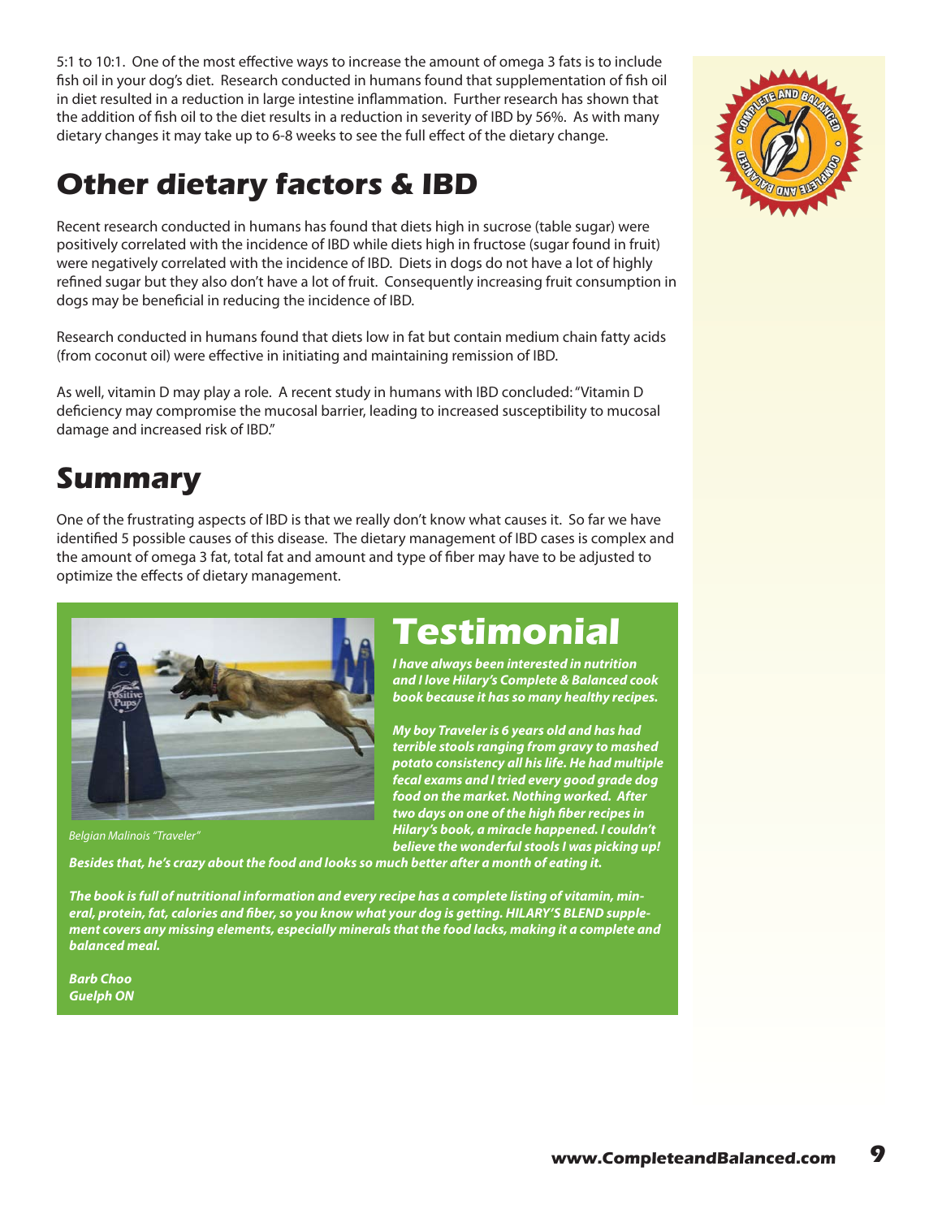5:1 to 10:1. One of the most effective ways to increase the amount of omega 3 fats is to include fish oil in your dog's diet. Research conducted in humans found that supplementation of fish oil in diet resulted in a reduction in large intestine inflammation. Further research has shown that the addition of fish oil to the diet results in a reduction in severity of IBD by 56%. As with many dietary changes it may take up to 6-8 weeks to see the full effect of the dietary change.

## Other dietary factors & IBD

Recent research conducted in humans has found that diets high in sucrose (table sugar) were positively correlated with the incidence of IBD while diets high in fructose (sugar found in fruit) were negatively correlated with the incidence of IBD. Diets in dogs do not have a lot of highly refined sugar but they also don't have a lot of fruit. Consequently increasing fruit consumption in dogs may be beneficial in reducing the incidence of IBD.

Research conducted in humans found that diets low in fat but contain medium chain fatty acids (from coconut oil) were effective in initiating and maintaining remission of IBD.

As well, vitamin D may play a role. A recent study in humans with IBD concluded: "Vitamin D deficiency may compromise the mucosal barrier, leading to increased susceptibility to mucosal damage and increased risk of IBD."

## Summary

One of the frustrating aspects of IBD is that we really don't know what causes it. So far we have identified 5 possible causes of this disease. The dietary management of IBD cases is complex and the amount of omega 3 fat, total fat and amount and type of fiber may have to be adjusted to optimize the effects of dietary management.

## Testimonial

*Belgian Malinois "Traveler"*

***I have always been interested in nutrition and I love Hilary's Complete & Balanced cook book because it has so many healthy recipes.***

***My boy Traveler is 6 years old and has had terrible stools ranging from gravy to mashed potato consistency all his life. He had multiple fecal exams and I tried every good grade dog food on the market. Nothing worked. After two days on one of the high fiber recipes in Hilary's book, a miracle happened. I couldn't believe the wonderful stools I was picking up! Besides that, he's crazy about the food and looks so much better after a month of eating it.***

***The book is full of nutritional information and every recipe has a complete listing of vitamin, mineral, protein, fat, calories and fiber, so you know what your dog is getting. HILARY'S BLEND supplement covers any missing elements, especially minerals that the food lacks, making it a complete and balanced meal.***

***Barb Choo***
***Guelph ON***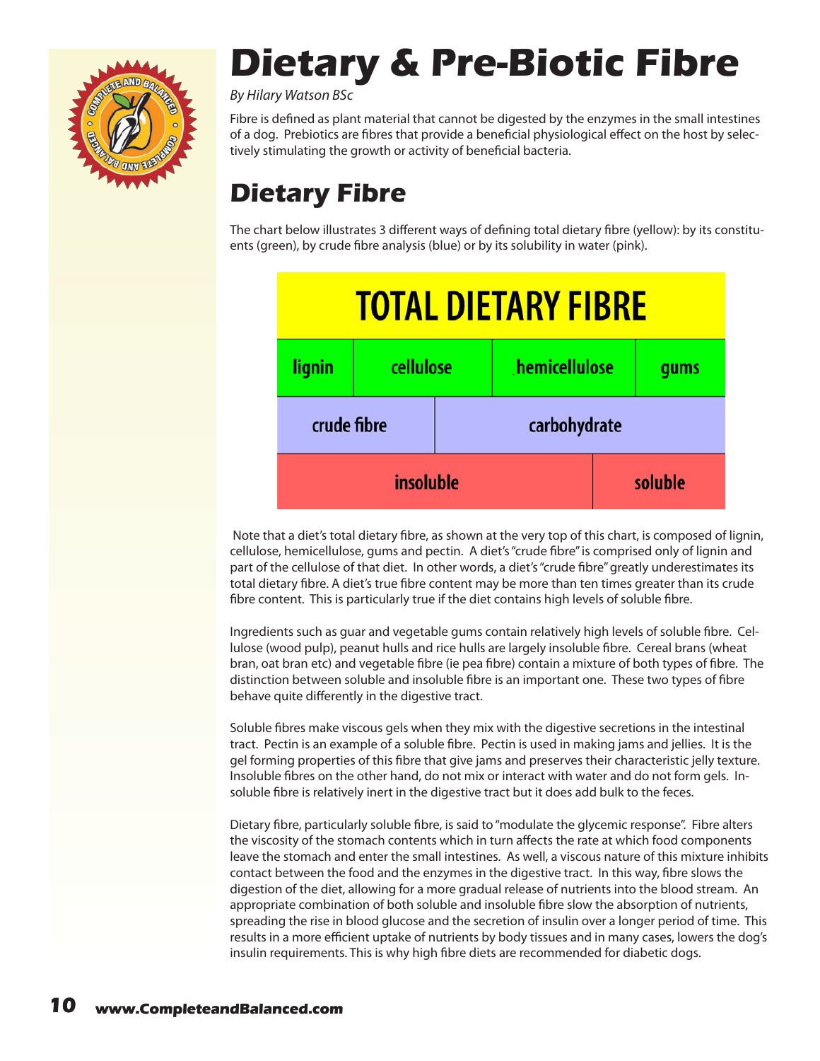# Dietary & Pre-Biotic Fibre

*By Hilary Watson BSc*

Fibre is defined as plant material that cannot be digested by the enzymes in the small intestines of a dog. Prebiotics are fibres that provide a beneficial physiological effect on the host by selectively stimulating the growth or activity of beneficial bacteria.

## Dietary Fibre

The chart below illustrates 3 different ways of defining total dietary fibre (yellow): by its constituents (green), by crude fibre analysis (blue) or by its solubility in water (pink).

| TOTAL DIETARY FIBRE | | | |
|---|---|---|---|
| lignin | cellulose | hemicellulose | gums |
| crude fibre | carbohydrate | | |
| insoluble | | | soluble |

Note that a diet's total dietary fibre, as shown at the very top of this chart, is composed of lignin, cellulose, hemicellulose, gums and pectin. A diet's "crude fibre" is comprised only of lignin and part of the cellulose of that diet. In other words, a diet's "crude fibre" greatly underestimates its total dietary fibre. A diet's true fibre content may be more than ten times greater than its crude fibre content. This is particularly true if the diet contains high levels of soluble fibre.

Ingredients such as guar and vegetable gums contain relatively high levels of soluble fibre. Cellulose (wood pulp), peanut hulls and rice hulls are largely insoluble fibre. Cereal brans (wheat bran, oat bran etc) and vegetable fibre (ie pea fibre) contain a mixture of both types of fibre. The distinction between soluble and insoluble fibre is an important one. These two types of fibre behave quite differently in the digestive tract.

Soluble fibres make viscous gels when they mix with the digestive secretions in the intestinal tract. Pectin is an example of a soluble fibre. Pectin is used in making jams and jellies. It is the gel forming properties of this fibre that give jams and preserves their characteristic jelly texture. Insoluble fibres on the other hand, do not mix or interact with water and do not form gels. Insoluble fibre is relatively inert in the digestive tract but it does add bulk to the feces.

Dietary fibre, particularly soluble fibre, is said to "modulate the glycemic response". Fibre alters the viscosity of the stomach contents which in turn affects the rate at which food components leave the stomach and enter the small intestines. As well, a viscous nature of this mixture inhibits contact between the food and the enzymes in the digestive tract. In this way, fibre slows the digestion of the diet, allowing for a more gradual release of nutrients into the blood stream. An appropriate combination of both soluble and insoluble fibre slow the absorption of nutrients, spreading the rise in blood glucose and the secretion of insulin over a longer period of time. This results in a more efficient uptake of nutrients by body tissues and in many cases, lowers the dog's insulin requirements. This is why high fibre diets are recommended for diabetic dogs.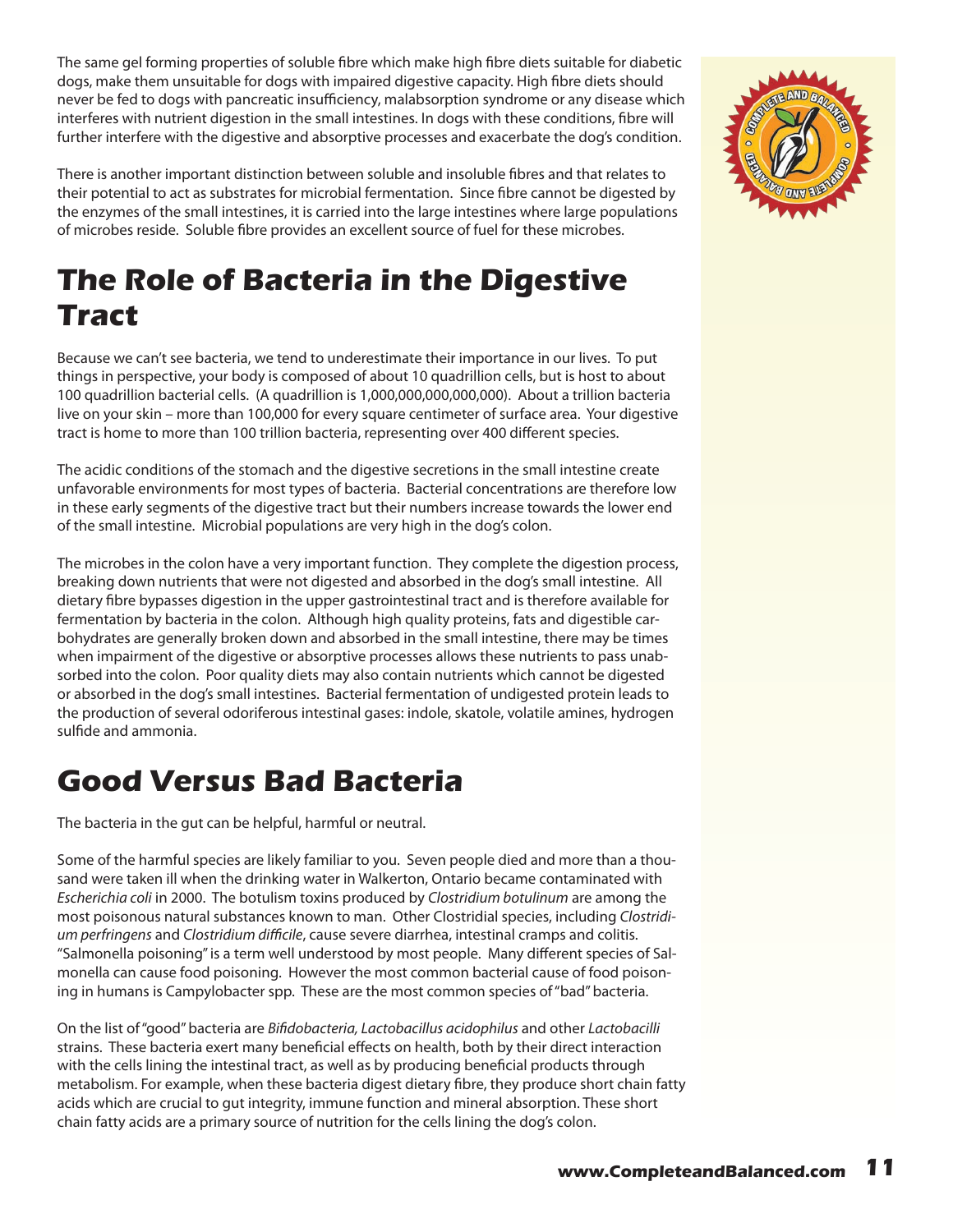The same gel forming properties of soluble fibre which make high fibre diets suitable for diabetic dogs, make them unsuitable for dogs with impaired digestive capacity. High fibre diets should never be fed to dogs with pancreatic insufficiency, malabsorption syndrome or any disease which interferes with nutrient digestion in the small intestines. In dogs with these conditions, fibre will further interfere with the digestive and absorptive processes and exacerbate the dog's condition.

There is another important distinction between soluble and insoluble fibres and that relates to their potential to act as substrates for microbial fermentation. Since fibre cannot be digested by the enzymes of the small intestines, it is carried into the large intestines where large populations of microbes reside. Soluble fibre provides an excellent source of fuel for these microbes.

## The Role of Bacteria in the Digestive Tract

Because we can't see bacteria, we tend to underestimate their importance in our lives. To put things in perspective, your body is composed of about 10 quadrillion cells, but is host to about 100 quadrillion bacterial cells. (A quadrillion is 1,000,000,000,000,000). About a trillion bacteria live on your skin – more than 100,000 for every square centimeter of surface area. Your digestive tract is home to more than 100 trillion bacteria, representing over 400 different species.

The acidic conditions of the stomach and the digestive secretions in the small intestine create unfavorable environments for most types of bacteria. Bacterial concentrations are therefore low in these early segments of the digestive tract but their numbers increase towards the lower end of the small intestine. Microbial populations are very high in the dog's colon.

The microbes in the colon have a very important function. They complete the digestion process, breaking down nutrients that were not digested and absorbed in the dog's small intestine. All dietary fibre bypasses digestion in the upper gastrointestinal tract and is therefore available for fermentation by bacteria in the colon. Although high quality proteins, fats and digestible carbohydrates are generally broken down and absorbed in the small intestine, there may be times when impairment of the digestive or absorptive processes allows these nutrients to pass unabsorbed into the colon. Poor quality diets may also contain nutrients which cannot be digested or absorbed in the dog's small intestines. Bacterial fermentation of undigested protein leads to the production of several odoriferous intestinal gases: indole, skatole, volatile amines, hydrogen sulfide and ammonia.

## Good Versus Bad Bacteria

The bacteria in the gut can be helpful, harmful or neutral.

Some of the harmful species are likely familiar to you. Seven people died and more than a thousand were taken ill when the drinking water in Walkerton, Ontario became contaminated with *Escherichia coli* in 2000. The botulism toxins produced by *Clostridium botulinum* are among the most poisonous natural substances known to man. Other Clostridial species, including *Clostridium perfringens* and *Clostridium difficile*, cause severe diarrhea, intestinal cramps and colitis. "Salmonella poisoning" is a term well understood by most people. Many different species of Salmonella can cause food poisoning. However the most common bacterial cause of food poisoning in humans is Campylobacter spp. These are the most common species of "bad" bacteria.

On the list of "good" bacteria are *Bifidobacteria, Lactobacillus acidophilus* and other *Lactobacilli* strains. These bacteria exert many beneficial effects on health, both by their direct interaction with the cells lining the intestinal tract, as well as by producing beneficial products through metabolism. For example, when these bacteria digest dietary fibre, they produce short chain fatty acids which are crucial to gut integrity, immune function and mineral absorption. These short chain fatty acids are a primary source of nutrition for the cells lining the dog's colon.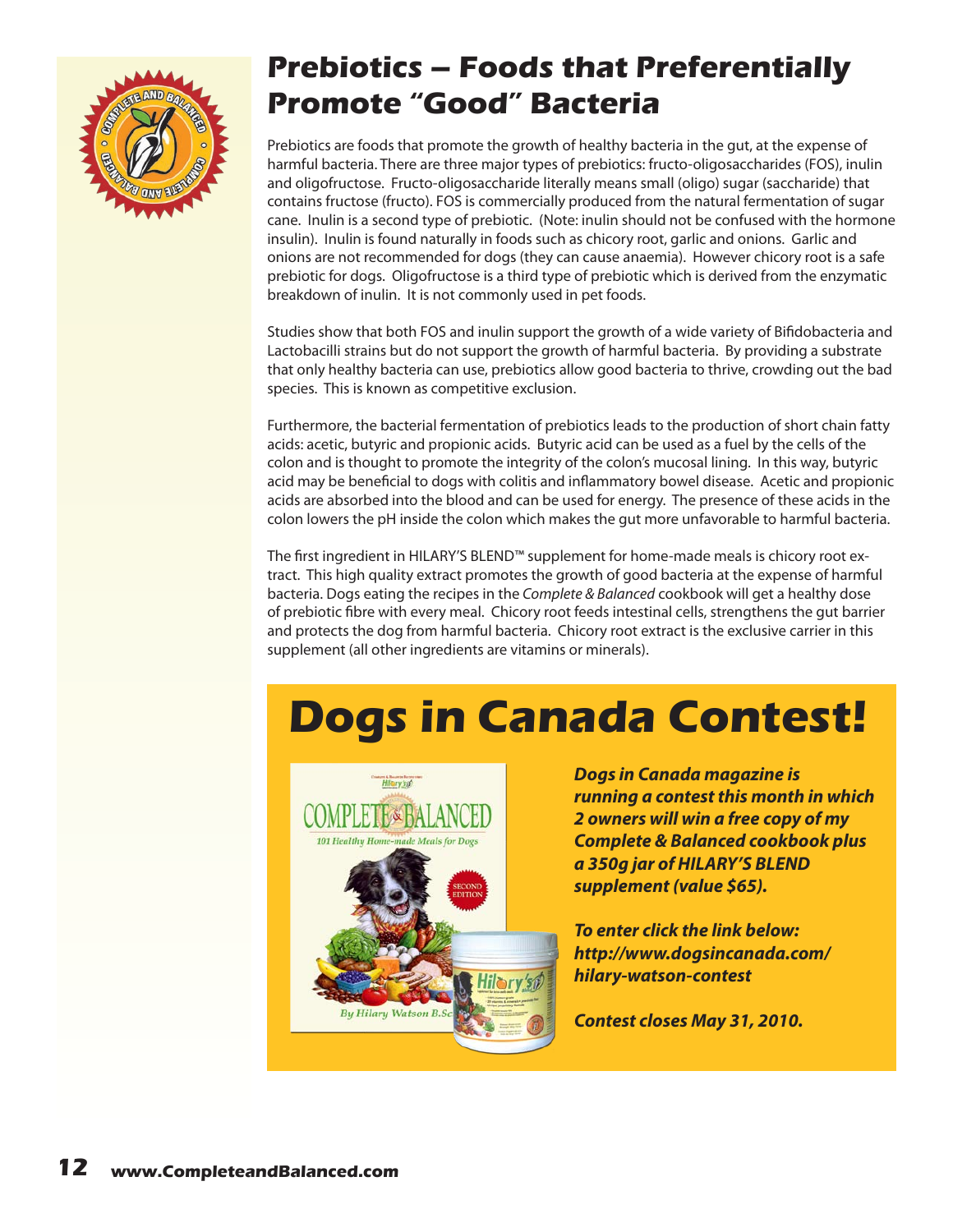# Prebiotics – Foods that Preferentially Promote "Good" Bacteria

Prebiotics are foods that promote the growth of healthy bacteria in the gut, at the expense of harmful bacteria. There are three major types of prebiotics: fructo-oligosaccharides (FOS), inulin and oligofructose. Fructo-oligosaccharide literally means small (oligo) sugar (saccharide) that contains fructose (fructo). FOS is commercially produced from the natural fermentation of sugar cane. Inulin is a second type of prebiotic. (Note: inulin should not be confused with the hormone insulin). Inulin is found naturally in foods such as chicory root, garlic and onions. Garlic and onions are not recommended for dogs (they can cause anaemia). However chicory root is a safe prebiotic for dogs. Oligofructose is a third type of prebiotic which is derived from the enzymatic breakdown of inulin. It is not commonly used in pet foods.

Studies show that both FOS and inulin support the growth of a wide variety of Bifidobacteria and Lactobacilli strains but do not support the growth of harmful bacteria. By providing a substrate that only healthy bacteria can use, prebiotics allow good bacteria to thrive, crowding out the bad species. This is known as competitive exclusion.

Furthermore, the bacterial fermentation of prebiotics leads to the production of short chain fatty acids: acetic, butyric and propionic acids. Butyric acid can be used as a fuel by the cells of the colon and is thought to promote the integrity of the colon's mucosal lining. In this way, butyric acid may be beneficial to dogs with colitis and inflammatory bowel disease. Acetic and propionic acids are absorbed into the blood and can be used for energy. The presence of these acids in the colon lowers the pH inside the colon which makes the gut more unfavorable to harmful bacteria.

The first ingredient in HILARY'S BLEND™ supplement for home-made meals is chicory root extract. This high quality extract promotes the growth of good bacteria at the expense of harmful bacteria. Dogs eating the recipes in the *Complete & Balanced* cookbook will get a healthy dose of prebiotic fibre with every meal. Chicory root feeds intestinal cells, strengthens the gut barrier and protects the dog from harmful bacteria. Chicory root extract is the exclusive carrier in this supplement (all other ingredients are vitamins or minerals).

# Dogs in Canada Contest!

***Dogs in Canada magazine is running a contest this month in which 2 owners will win a free copy of my Complete & Balanced cookbook plus a 350g jar of HILARY'S BLEND supplement (value $65).***

***To enter click the link below: http://www.dogsincanada.com/hilary-watson-contest***

***Contest closes May 31, 2010.***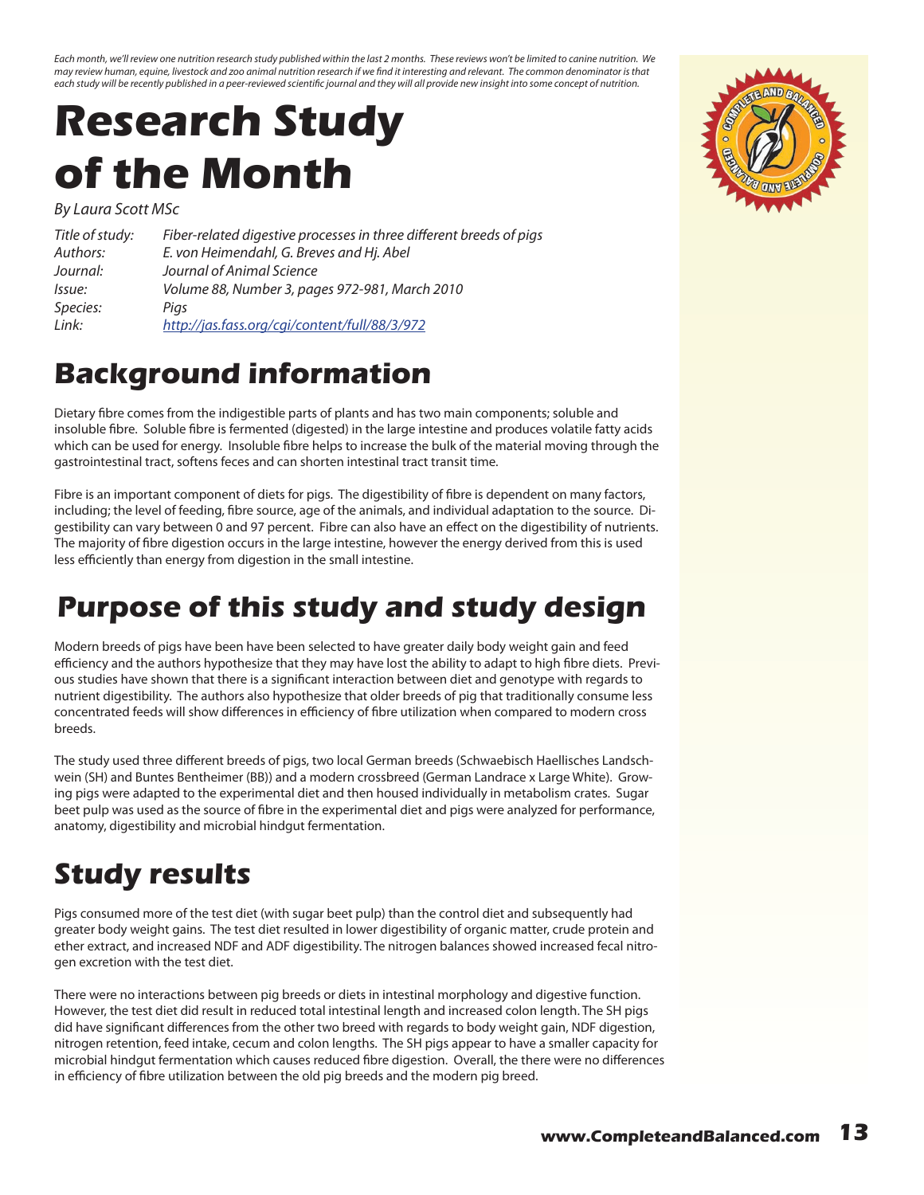*Each month, we'll review one nutrition research study published within the last 2 months. These reviews won't be limited to canine nutrition. We may review human, equine, livestock and zoo animal nutrition research if we find it interesting and relevant. The common denominator is that each study will be recently published in a peer-reviewed scientific journal and they will all provide new insight into some concept of nutrition.*

# Research Study of the Month

*By Laura Scott MSc*

| | |
|---|---|
| *Title of study:* | *Fiber-related digestive processes in three different breeds of pigs* |
| *Authors:* | *E. von Heimendahl, G. Breves and Hj. Abel* |
| *Journal:* | *Journal of Animal Science* |
| *Issue:* | *Volume 88, Number 3, pages 972-981, March 2010* |
| *Species:* | *Pigs* |
| *Link:* | *http://jas.fass.org/cgi/content/full/88/3/972* |

## Background information

Dietary fibre comes from the indigestible parts of plants and has two main components; soluble and insoluble fibre. Soluble fibre is fermented (digested) in the large intestine and produces volatile fatty acids which can be used for energy. Insoluble fibre helps to increase the bulk of the material moving through the gastrointestinal tract, softens feces and can shorten intestinal tract transit time.

Fibre is an important component of diets for pigs. The digestibility of fibre is dependent on many factors, including; the level of feeding, fibre source, age of the animals, and individual adaptation to the source. Digestibility can vary between 0 and 97 percent. Fibre can also have an effect on the digestibility of nutrients. The majority of fibre digestion occurs in the large intestine, however the energy derived from this is used less efficiently than energy from digestion in the small intestine.

## Purpose of this study and study design

Modern breeds of pigs have been have been selected to have greater daily body weight gain and feed efficiency and the authors hypothesize that they may have lost the ability to adapt to high fibre diets. Previous studies have shown that there is a significant interaction between diet and genotype with regards to nutrient digestibility. The authors also hypothesize that older breeds of pig that traditionally consume less concentrated feeds will show differences in efficiency of fibre utilization when compared to modern cross breeds.

The study used three different breeds of pigs, two local German breeds (Schwaebisch Haellisches Landschwein (SH) and Buntes Bentheimer (BB)) and a modern crossbreed (German Landrace x Large White). Growing pigs were adapted to the experimental diet and then housed individually in metabolism crates. Sugar beet pulp was used as the source of fibre in the experimental diet and pigs were analyzed for performance, anatomy, digestibility and microbial hindgut fermentation.

## Study results

Pigs consumed more of the test diet (with sugar beet pulp) than the control diet and subsequently had greater body weight gains. The test diet resulted in lower digestibility of organic matter, crude protein and ether extract, and increased NDF and ADF digestibility. The nitrogen balances showed increased fecal nitrogen excretion with the test diet.

There were no interactions between pig breeds or diets in intestinal morphology and digestive function. However, the test diet did result in reduced total intestinal length and increased colon length. The SH pigs did have significant differences from the other two breed with regards to body weight gain, NDF digestion, nitrogen retention, feed intake, cecum and colon lengths. The SH pigs appear to have a smaller capacity for microbial hindgut fermentation which causes reduced fibre digestion. Overall, the there were no differences in efficiency of fibre utilization between the old pig breeds and the modern pig breed.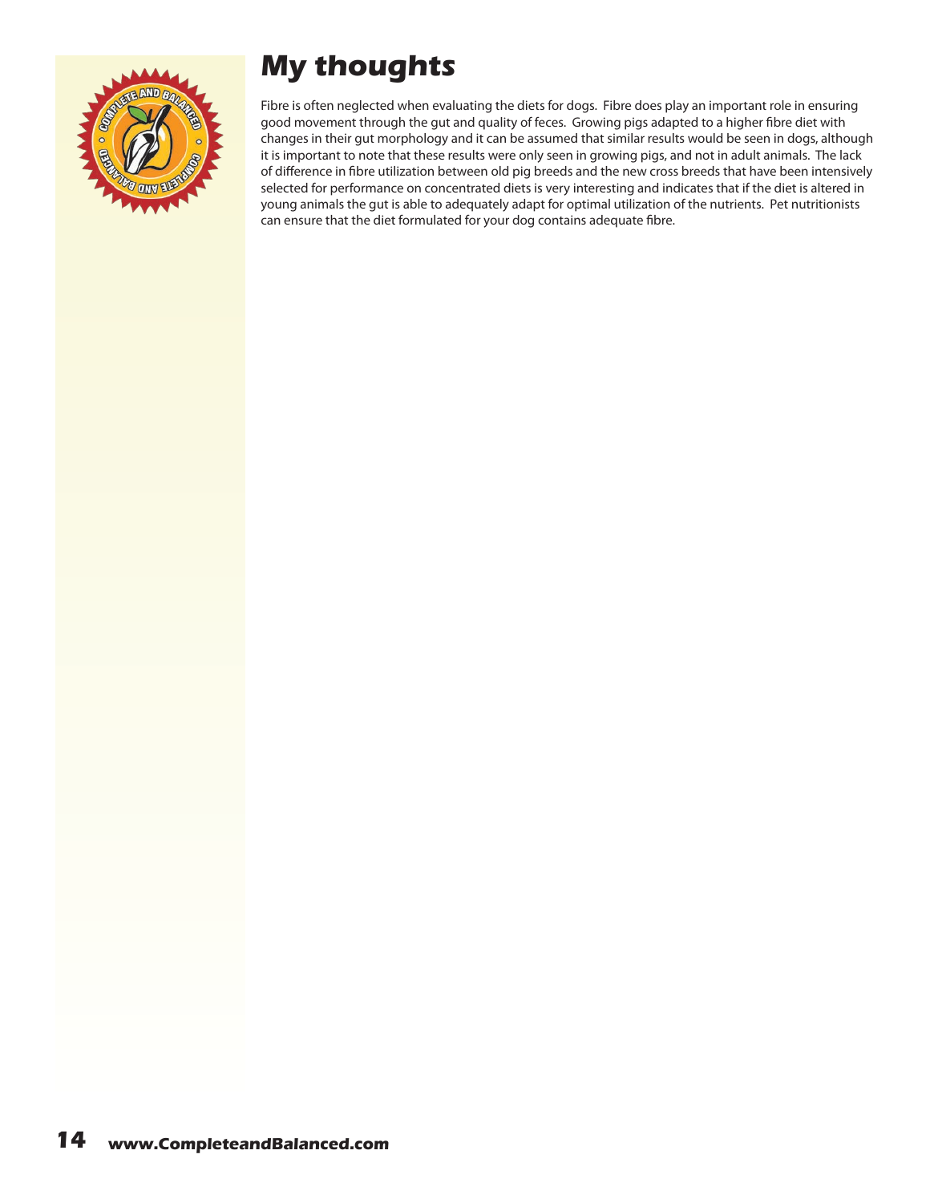# My thoughts

Fibre is often neglected when evaluating the diets for dogs. Fibre does play an important role in ensuring good movement through the gut and quality of feces. Growing pigs adapted to a higher fibre diet with changes in their gut morphology and it can be assumed that similar results would be seen in dogs, although it is important to note that these results were only seen in growing pigs, and not in adult animals. The lack of difference in fibre utilization between old pig breeds and the new cross breeds that have been intensively selected for performance on concentrated diets is very interesting and indicates that if the diet is altered in young animals the gut is able to adequately adapt for optimal utilization of the nutrients. Pet nutritionists can ensure that the diet formulated for your dog contains adequate fibre.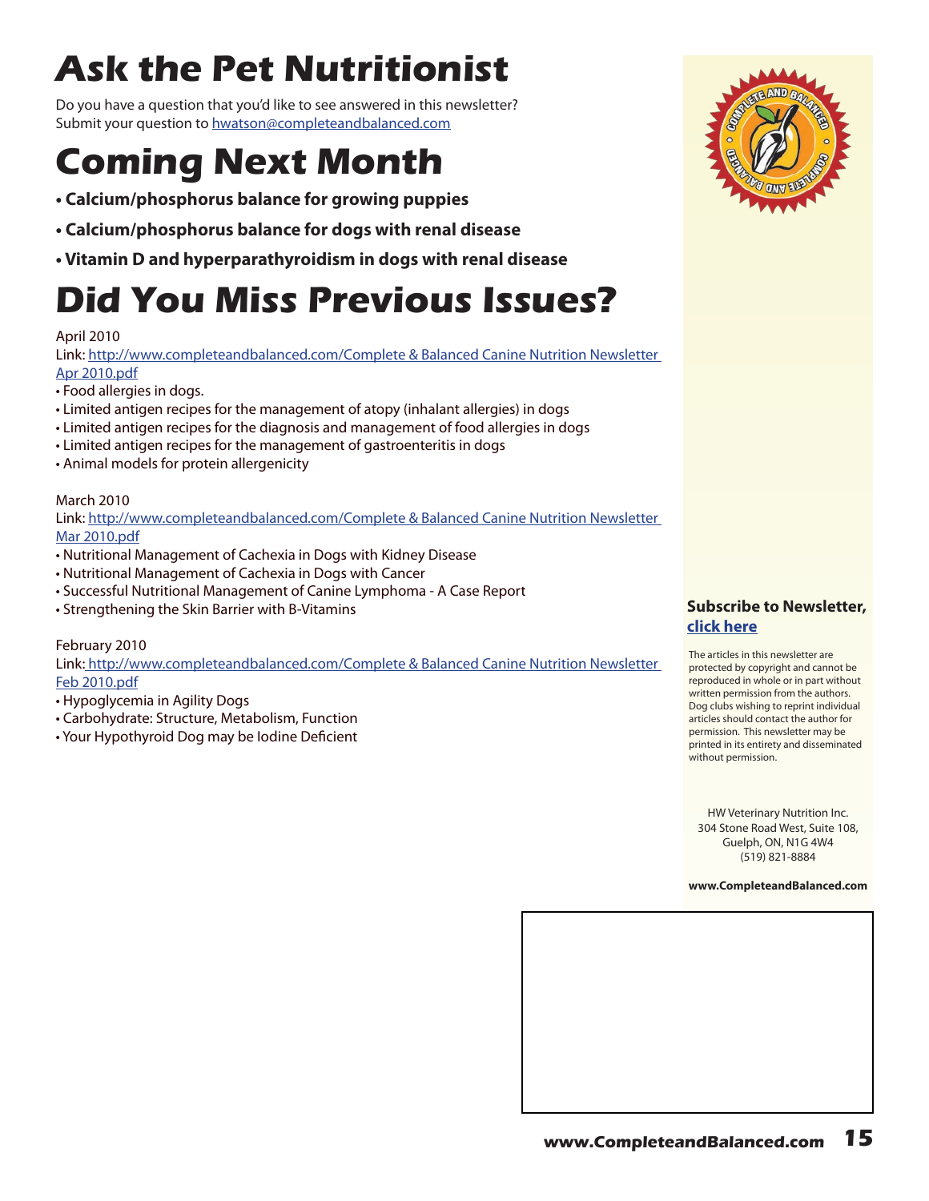# Ask the Pet Nutritionist

Do you have a question that you'd like to see answered in this newsletter?
Submit your question to hwatson@completeandbalanced.com

# Coming Next Month

- **Calcium/phosphorus balance for growing puppies**
- **Calcium/phosphorus balance for dogs with renal disease**
- **Vitamin D and hyperparathyroidism in dogs with renal disease**

# Did You Miss Previous Issues?

April 2010
Link: http://www.completeandbalanced.com/Complete & Balanced Canine Nutrition Newsletter Apr 2010.pdf

- Food allergies in dogs.
- Limited antigen recipes for the management of atopy (inhalant allergies) in dogs
- Limited antigen recipes for the diagnosis and management of food allergies in dogs
- Limited antigen recipes for the management of gastroenteritis in dogs
- Animal models for protein allergenicity

March 2010
Link: http://www.completeandbalanced.com/Complete & Balanced Canine Nutrition Newsletter Mar 2010.pdf

- Nutritional Management of Cachexia in Dogs with Kidney Disease
- Nutritional Management of Cachexia in Dogs with Cancer
- Successful Nutritional Management of Canine Lymphoma - A Case Report
- Strengthening the Skin Barrier with B-Vitamins

February 2010
Link: http://www.completeandbalanced.com/Complete & Balanced Canine Nutrition Newsletter Feb 2010.pdf

- Hypoglycemia in Agility Dogs
- Carbohydrate: Structure, Metabolism, Function
- Your Hypothyroid Dog may be Iodine Deficient

**Subscribe to Newsletter, click here**

The articles in this newsletter are protected by copyright and cannot be reproduced in whole or in part without written permission from the authors. Dog clubs wishing to reprint individual articles should contact the author for permission. This newsletter may be printed in its entirety and disseminated without permission.

HW Veterinary Nutrition Inc.
304 Stone Road West, Suite 108,
Guelph, ON, N1G 4W4
(519) 821-8884

**www.CompleteandBalanced.com**